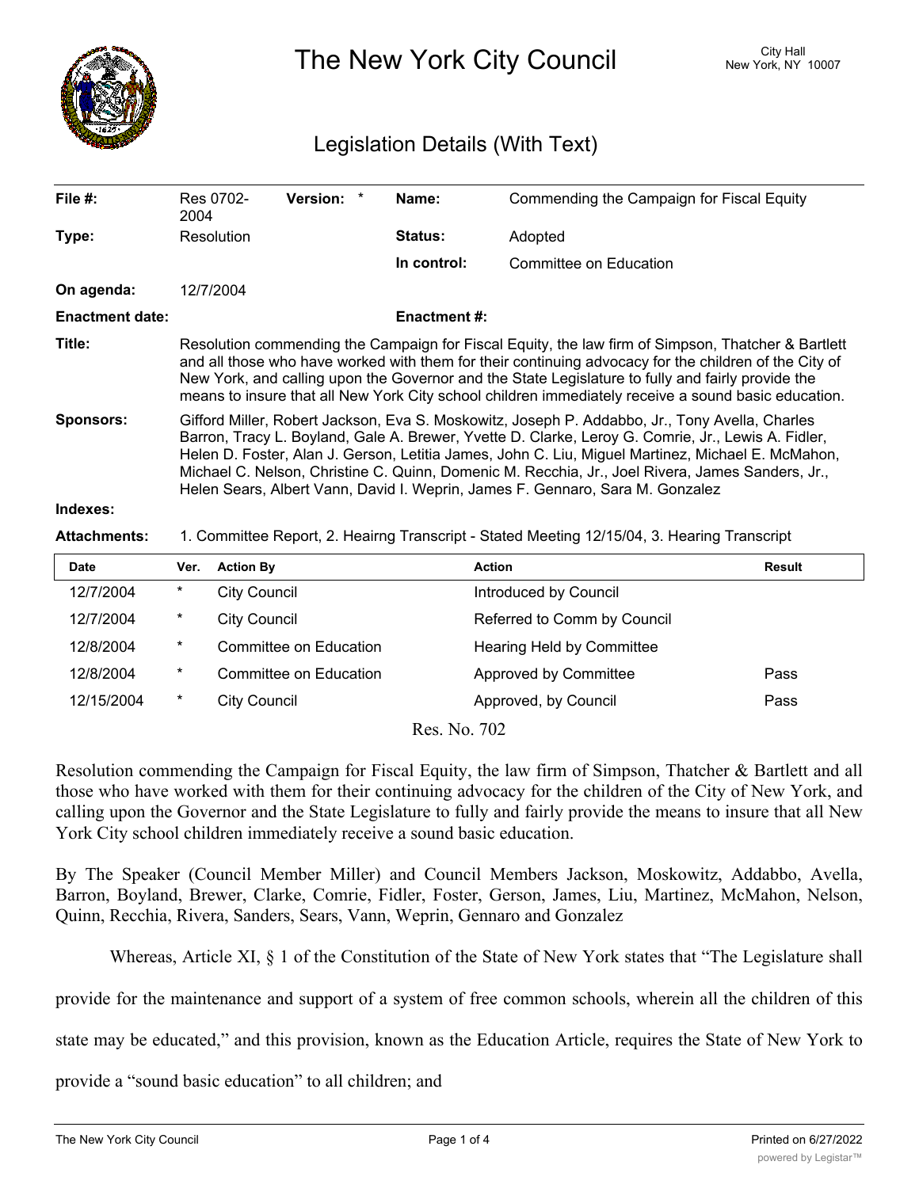# The New York City Council

City Hall
New York, NY 10007

## Legislation Details (With Text)

| | | | |
|---|---|---|---|
| **File #:** | Res 0702-2004 **Version:** * | **Name:** | Commending the Campaign for Fiscal Equity |
| **Type:** | Resolution | **Status:** | Adopted |
| | | **In control:** | Committee on Education |
| **On agenda:** | 12/7/2004 | | |
| **Enactment date:** | | **Enactment #:** | |

**Title:** Resolution commending the Campaign for Fiscal Equity, the law firm of Simpson, Thatcher & Bartlett and all those who have worked with them for their continuing advocacy for the children of the City of New York, and calling upon the Governor and the State Legislature to fully and fairly provide the means to insure that all New York City school children immediately receive a sound basic education.

**Sponsors:** Gifford Miller, Robert Jackson, Eva S. Moskowitz, Joseph P. Addabbo, Jr., Tony Avella, Charles Barron, Tracy L. Boyland, Gale A. Brewer, Yvette D. Clarke, Leroy G. Comrie, Jr., Lewis A. Fidler, Helen D. Foster, Alan J. Gerson, Letitia James, John C. Liu, Miguel Martinez, Michael E. McMahon, Michael C. Nelson, Christine C. Quinn, Domenic M. Recchia, Jr., Joel Rivera, James Sanders, Jr., Helen Sears, Albert Vann, David I. Weprin, James F. Gennaro, Sara M. Gonzalez

**Indexes:**

**Attachments:** 1. Committee Report, 2. Heairng Transcript - Stated Meeting 12/15/04, 3. Hearing Transcript

| Date | Ver. | Action By | Action | Result |
|---|---|---|---|---|
| 12/7/2004 | * | City Council | Introduced by Council | |
| 12/7/2004 | * | City Council | Referred to Comm by Council | |
| 12/8/2004 | * | Committee on Education | Hearing Held by Committee | |
| 12/8/2004 | * | Committee on Education | Approved by Committee | Pass |
| 12/15/2004 | * | City Council | Approved, by Council | Pass |

Res. No. 702

Resolution commending the Campaign for Fiscal Equity, the law firm of Simpson, Thatcher & Bartlett and all those who have worked with them for their continuing advocacy for the children of the City of New York, and calling upon the Governor and the State Legislature to fully and fairly provide the means to insure that all New York City school children immediately receive a sound basic education.

By The Speaker (Council Member Miller) and Council Members Jackson, Moskowitz, Addabbo, Avella, Barron, Boyland, Brewer, Clarke, Comrie, Fidler, Foster, Gerson, James, Liu, Martinez, McMahon, Nelson, Quinn, Recchia, Rivera, Sanders, Sears, Vann, Weprin, Gennaro and Gonzalez

Whereas, Article XI, § 1 of the Constitution of the State of New York states that "The Legislature shall provide for the maintenance and support of a system of free common schools, wherein all the children of this state may be educated," and this provision, known as the Education Article, requires the State of New York to provide a "sound basic education" to all children; and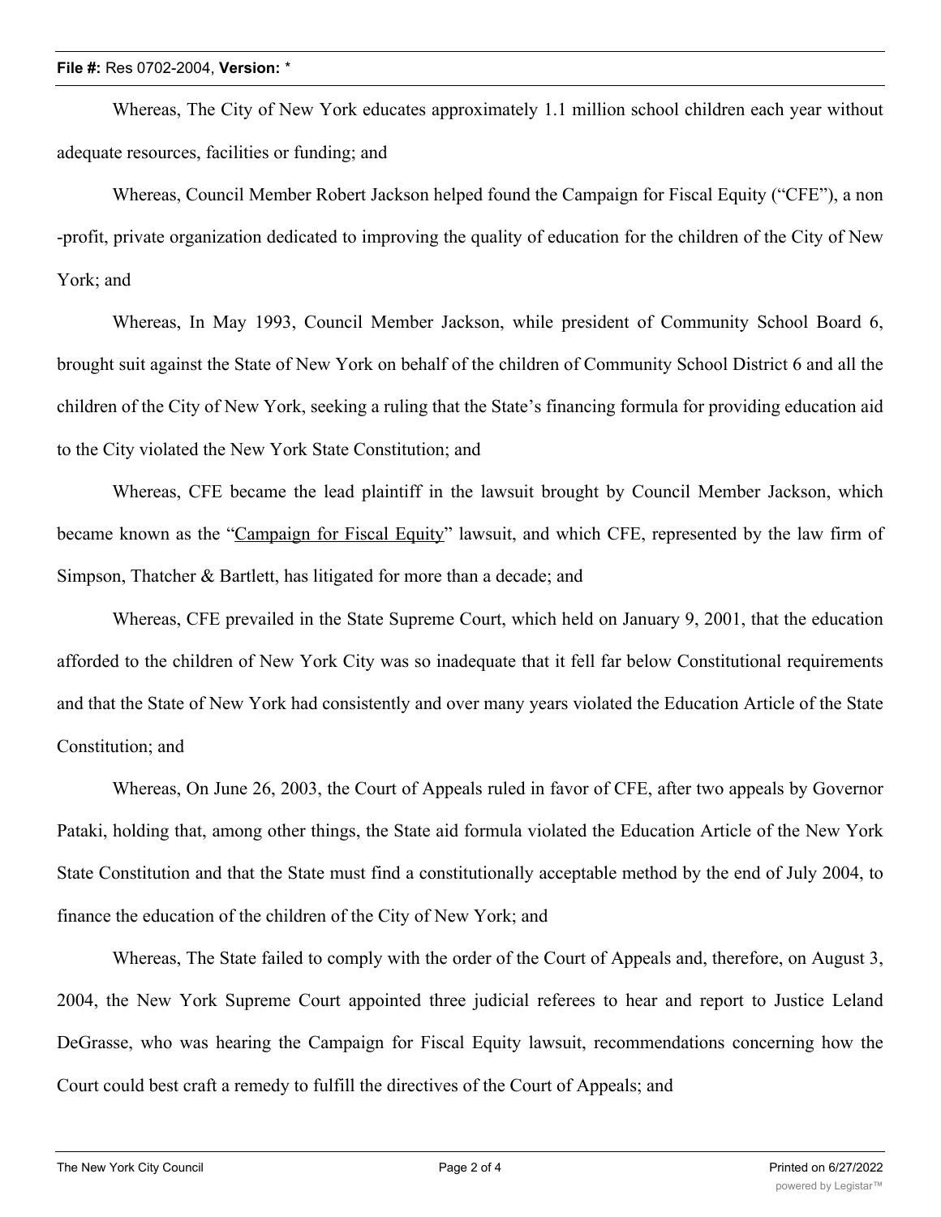Whereas, The City of New York educates approximately 1.1 million school children each year without adequate resources, facilities or funding; and

Whereas, Council Member Robert Jackson helped found the Campaign for Fiscal Equity ("CFE"), a non -profit, private organization dedicated to improving the quality of education for the children of the City of New York; and

Whereas, In May 1993, Council Member Jackson, while president of Community School Board 6, brought suit against the State of New York on behalf of the children of Community School District 6 and all the children of the City of New York, seeking a ruling that the State's financing formula for providing education aid to the City violated the New York State Constitution; and

Whereas, CFE became the lead plaintiff in the lawsuit brought by Council Member Jackson, which became known as the "Campaign for Fiscal Equity" lawsuit, and which CFE, represented by the law firm of Simpson, Thatcher & Bartlett, has litigated for more than a decade; and

Whereas, CFE prevailed in the State Supreme Court, which held on January 9, 2001, that the education afforded to the children of New York City was so inadequate that it fell far below Constitutional requirements and that the State of New York had consistently and over many years violated the Education Article of the State Constitution; and

Whereas, On June 26, 2003, the Court of Appeals ruled in favor of CFE, after two appeals by Governor Pataki, holding that, among other things, the State aid formula violated the Education Article of the New York State Constitution and that the State must find a constitutionally acceptable method by the end of July 2004, to finance the education of the children of the City of New York; and

Whereas, The State failed to comply with the order of the Court of Appeals and, therefore, on August 3, 2004, the New York Supreme Court appointed three judicial referees to hear and report to Justice Leland DeGrasse, who was hearing the Campaign for Fiscal Equity lawsuit, recommendations concerning how the Court could best craft a remedy to fulfill the directives of the Court of Appeals; and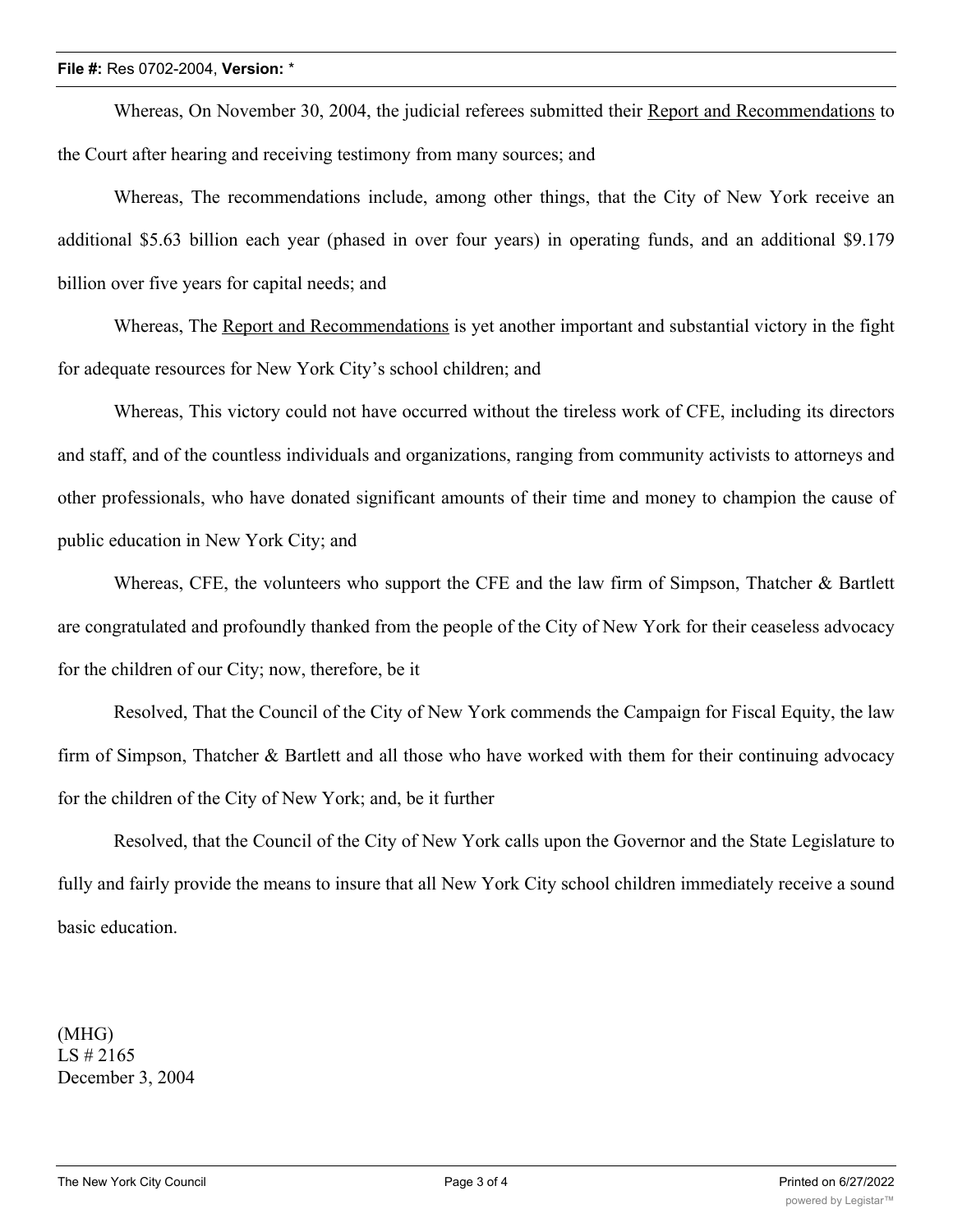Whereas, On November 30, 2004, the judicial referees submitted their Report and Recommendations to the Court after hearing and receiving testimony from many sources; and

Whereas, The recommendations include, among other things, that the City of New York receive an additional $5.63 billion each year (phased in over four years) in operating funds, and an additional $9.179 billion over five years for capital needs; and

Whereas, The Report and Recommendations is yet another important and substantial victory in the fight for adequate resources for New York City's school children; and

Whereas, This victory could not have occurred without the tireless work of CFE, including its directors and staff, and of the countless individuals and organizations, ranging from community activists to attorneys and other professionals, who have donated significant amounts of their time and money to champion the cause of public education in New York City; and

Whereas, CFE, the volunteers who support the CFE and the law firm of Simpson, Thatcher & Bartlett are congratulated and profoundly thanked from the people of the City of New York for their ceaseless advocacy for the children of our City; now, therefore, be it

Resolved, That the Council of the City of New York commends the Campaign for Fiscal Equity, the law firm of Simpson, Thatcher & Bartlett and all those who have worked with them for their continuing advocacy for the children of the City of New York; and, be it further

Resolved, that the Council of the City of New York calls upon the Governor and the State Legislature to fully and fairly provide the means to insure that all New York City school children immediately receive a sound basic education.

(MHG)
LS # 2165
December 3, 2004